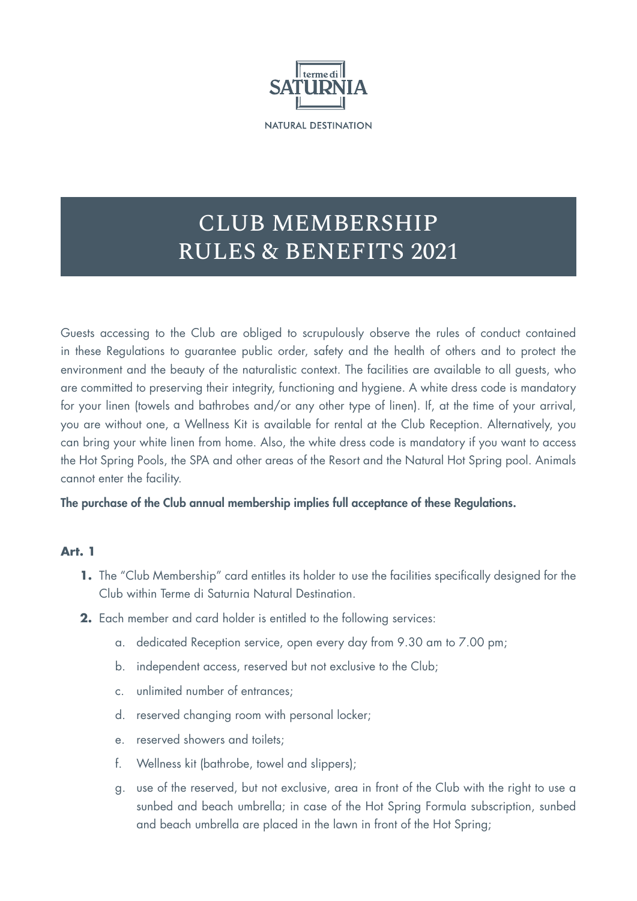terme di SATURNIA

NATURAL DESTINATION

# CLUB MEMBERSHIP RULES & BENEFITS 2021

Guests accessing to the Club are obliged to scrupulously observe the rules of conduct contained in these Regulations to guarantee public order, safety and the health of others and to protect the environment and the beauty of the naturalistic context. The facilities are available to all guests, who are committed to preserving their integrity, functioning and hygiene. A white dress code is mandatory for your linen (towels and bathrobes and/or any other type of linen). If, at the time of your arrival, you are without one, a Wellness Kit is available for rental at the Club Reception. Alternatively, you can bring your white linen from home. Also, the white dress code is mandatory if you want to access the Hot Spring Pools, the SPA and other areas of the Resort and the Natural Hot Spring pool. Animals cannot enter the facility.

**The purchase of the Club annual membership implies full acceptance of these Regulations.**

**Art. 1**

1. The "Club Membership" card entitles its holder to use the facilities specifically designed for the Club within Terme di Saturnia Natural Destination.
2. Each member and card holder is entitled to the following services:
    a. dedicated Reception service, open every day from 9.30 am to 7.00 pm;
    b. independent access, reserved but not exclusive to the Club;
    c. unlimited number of entrances;
    d. reserved changing room with personal locker;
    e. reserved showers and toilets;
    f. Wellness kit (bathrobe, towel and slippers);
    g. use of the reserved, but not exclusive, area in front of the Club with the right to use a sunbed and beach umbrella; in case of the Hot Spring Formula subscription, sunbed and beach umbrella are placed in the lawn in front of the Hot Spring;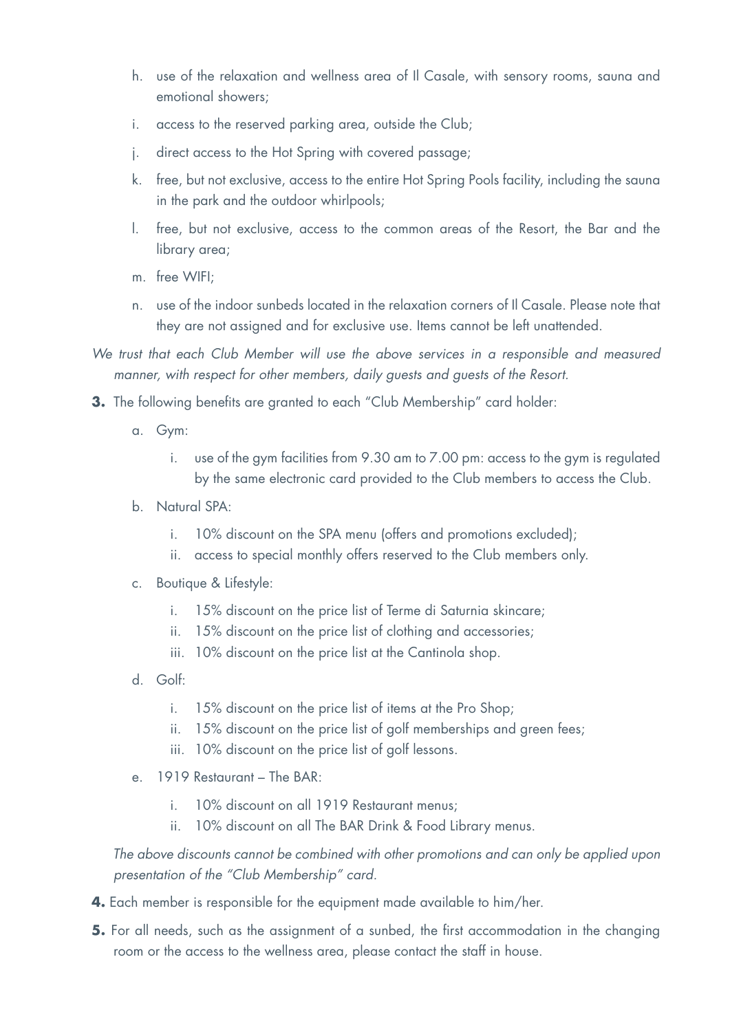h. use of the relaxation and wellness area of Il Casale, with sensory rooms, sauna and emotional showers;
i. access to the reserved parking area, outside the Club;
j. direct access to the Hot Spring with covered passage;
k. free, but not exclusive, access to the entire Hot Spring Pools facility, including the sauna in the park and the outdoor whirlpools;
l. free, but not exclusive, access to the common areas of the Resort, the Bar and the library area;
m. free WIFI;
n. use of the indoor sunbeds located in the relaxation corners of Il Casale. Please note that they are not assigned and for exclusive use. Items cannot be left unattended.

*We trust that each Club Member will use the above services in a responsible and measured manner, with respect for other members, daily guests and guests of the Resort.*

**3.** The following benefits are granted to each "Club Membership" card holder:

a. Gym:
  i. use of the gym facilities from 9.30 am to 7.00 pm: access to the gym is regulated by the same electronic card provided to the Club members to access the Club.

b. Natural SPA:
  i. 10% discount on the SPA menu (offers and promotions excluded);
  ii. access to special monthly offers reserved to the Club members only.

c. Boutique & Lifestyle:
  i. 15% discount on the price list of Terme di Saturnia skincare;
  ii. 15% discount on the price list of clothing and accessories;
  iii. 10% discount on the price list at the Cantinola shop.

d. Golf:
  i. 15% discount on the price list of items at the Pro Shop;
  ii. 15% discount on the price list of golf memberships and green fees;
  iii. 10% discount on the price list of golf lessons.

e. 1919 Restaurant – The BAR:
  i. 10% discount on all 1919 Restaurant menus;
  ii. 10% discount on all The BAR Drink & Food Library menus.

*The above discounts cannot be combined with other promotions and can only be applied upon presentation of the "Club Membership" card.*

**4.** Each member is responsible for the equipment made available to him/her.

**5.** For all needs, such as the assignment of a sunbed, the first accommodation in the changing room or the access to the wellness area, please contact the staff in house.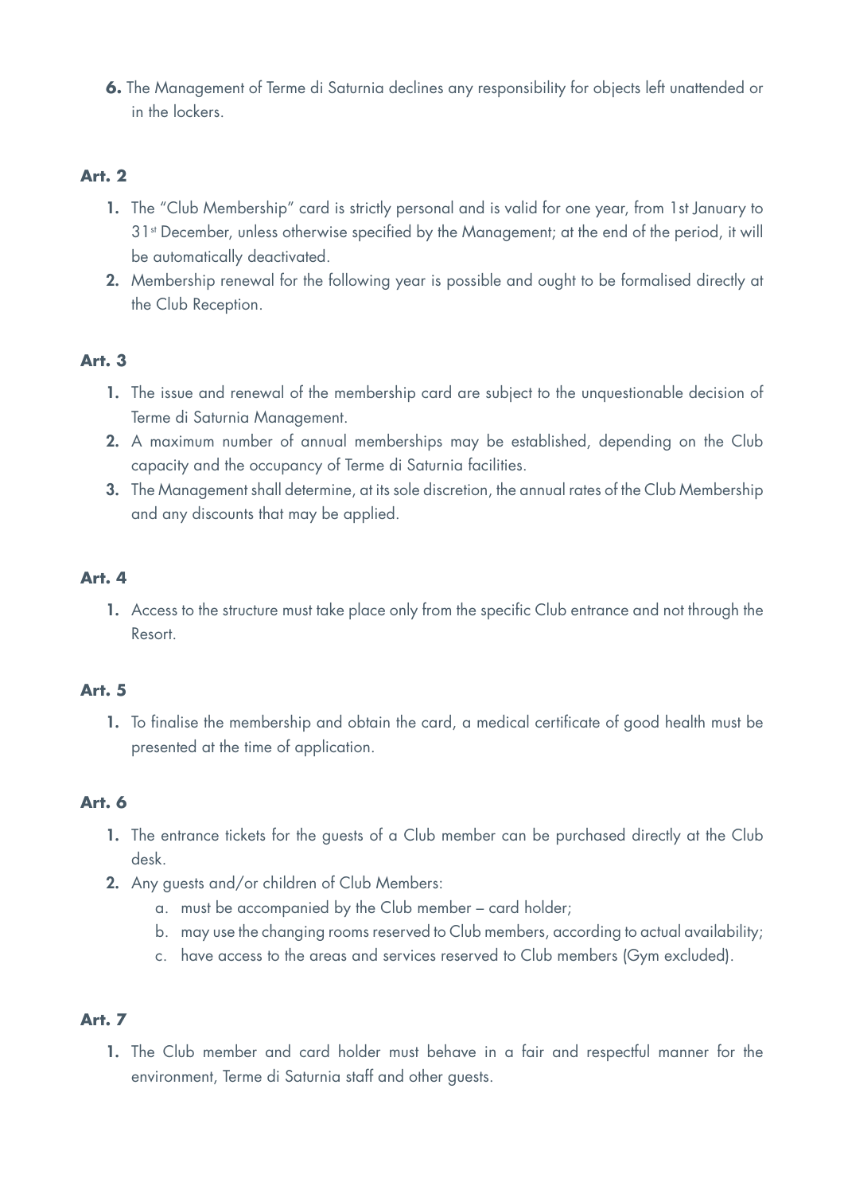6. The Management of Terme di Saturnia declines any responsibility for objects left unattended or in the lockers.

**Art. 2**

1. The "Club Membership" card is strictly personal and is valid for one year, from 1st January to 31st December, unless otherwise specified by the Management; at the end of the period, it will be automatically deactivated.
2. Membership renewal for the following year is possible and ought to be formalised directly at the Club Reception.

**Art. 3**

1. The issue and renewal of the membership card are subject to the unquestionable decision of Terme di Saturnia Management.
2. A maximum number of annual memberships may be established, depending on the Club capacity and the occupancy of Terme di Saturnia facilities.
3. The Management shall determine, at its sole discretion, the annual rates of the Club Membership and any discounts that may be applied.

**Art. 4**

1. Access to the structure must take place only from the specific Club entrance and not through the Resort.

**Art. 5**

1. To finalise the membership and obtain the card, a medical certificate of good health must be presented at the time of application.

**Art. 6**

1. The entrance tickets for the guests of a Club member can be purchased directly at the Club desk.
2. Any guests and/or children of Club Members:
   a. must be accompanied by the Club member – card holder;
   b. may use the changing rooms reserved to Club members, according to actual availability;
   c. have access to the areas and services reserved to Club members (Gym excluded).

**Art. 7**

1. The Club member and card holder must behave in a fair and respectful manner for the environment, Terme di Saturnia staff and other guests.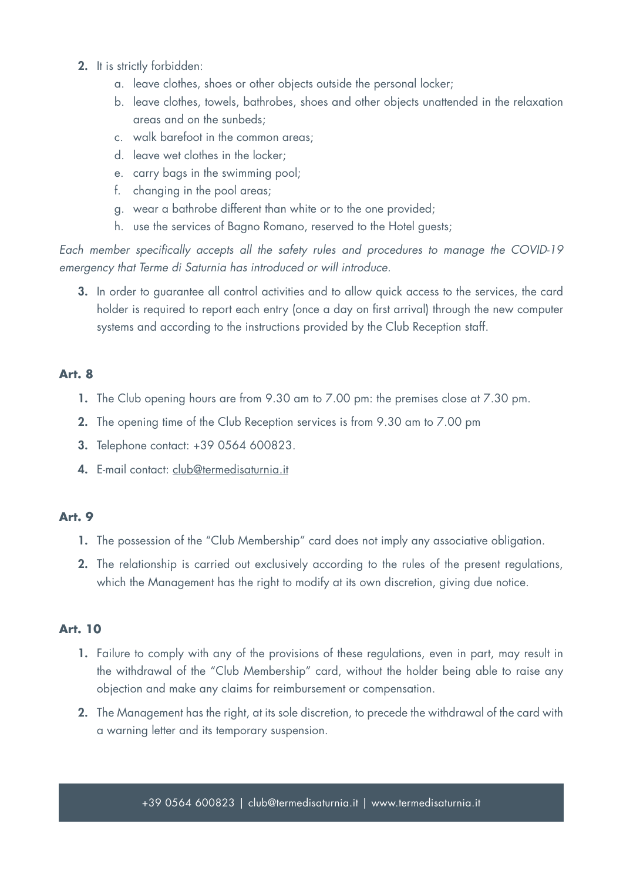2. It is strictly forbidden:
    a. leave clothes, shoes or other objects outside the personal locker;
    b. leave clothes, towels, bathrobes, shoes and other objects unattended in the relaxation areas and on the sunbeds;
    c. walk barefoot in the common areas;
    d. leave wet clothes in the locker;
    e. carry bags in the swimming pool;
    f. changing in the pool areas;
    g. wear a bathrobe different than white or to the one provided;
    h. use the services of Bagno Romano, reserved to the Hotel guests;

*Each member specifically accepts all the safety rules and procedures to manage the COVID-19 emergency that Terme di Saturnia has introduced or will introduce.*

3. In order to guarantee all control activities and to allow quick access to the services, the card holder is required to report each entry (once a day on first arrival) through the new computer systems and according to the instructions provided by the Club Reception staff.

**Art. 8**

1. The Club opening hours are from 9.30 am to 7.00 pm: the premises close at 7.30 pm.
2. The opening time of the Club Reception services is from 9.30 am to 7.00 pm
3. Telephone contact: +39 0564 600823.
4. E-mail contact: club@termedisaturnia.it

**Art. 9**

1. The possession of the "Club Membership" card does not imply any associative obligation.
2. The relationship is carried out exclusively according to the rules of the present regulations, which the Management has the right to modify at its own discretion, giving due notice.

**Art. 10**

1. Failure to comply with any of the provisions of these regulations, even in part, may result in the withdrawal of the "Club Membership" card, without the holder being able to raise any objection and make any claims for reimbursement or compensation.
2. The Management has the right, at its sole discretion, to precede the withdrawal of the card with a warning letter and its temporary suspension.